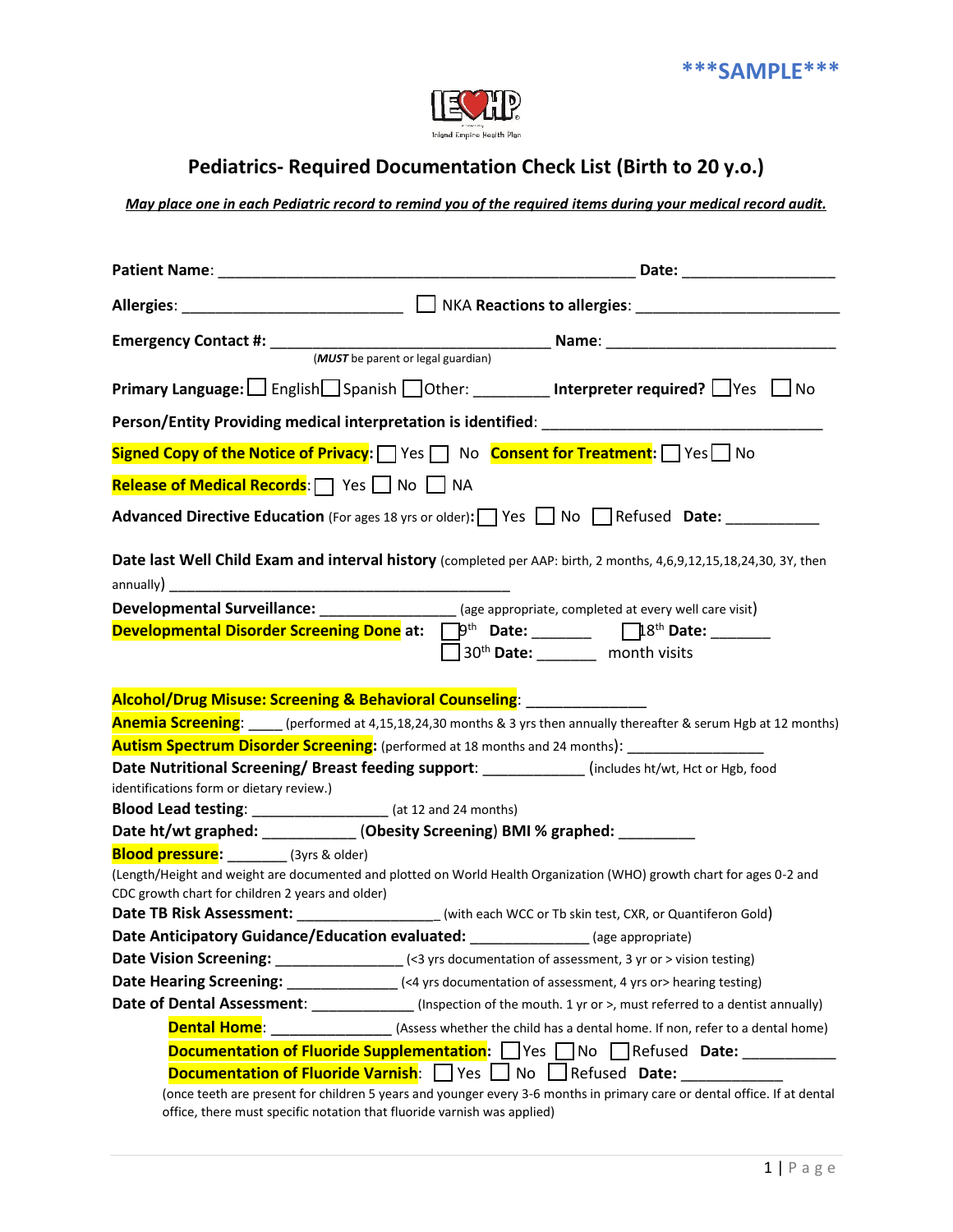***SAMPLE***

Inland Empire Health Plan

# Pediatrics- Required Documentation Check List (Birth to 20 y.o.)

***May place one in each Pediatric record to remind you of the required items during your medical record audit.***

**Patient Name**: _______________________________________________ **Date**: __________________

**Allergies**: __________________________ ☐ NKA **Reactions to allergies**: _______________________

**Emergency Contact #**: _________________________________ **Name**: ____________________________
(***MUST*** be parent or legal guardian)

**Primary Language:** ☐ English ☐ Spanish ☐ Other: _________ **Interpreter required?** ☐ Yes ☐ No

**Person/Entity Providing medical interpretation is identified**: _________________________________

**Signed Copy of the Notice of Privacy:** ☐ Yes ☐ No **Consent for Treatment:** ☐ Yes ☐ No

**Release of Medical Records**: ☐ Yes ☐ No ☐ NA

**Advanced Directive Education** (For ages 18 yrs or older)**:** ☐ Yes ☐ No ☐ Refused **Date:** ___________

**Date last Well Child Exam and interval history** (completed per AAP: birth, 2 months, 4,6,9,12,15,18,24,30, 3Y, then annually) _____________________________________________

**Developmental Surveillance:** ________________ (age appropriate, completed at every well care visit)
**Developmental Disorder Screening Done at:** ☐ 9th **Date:** _______ ☐ 18th **Date:** _______ ☐ 30th **Date:** _______ month visits

**Alcohol/Drug Misuse: Screening & Behavioral Counseling**: ______________
**Anemia Screening**: ____ (performed at 4,15,18,24,30 months & 3 yrs then annually thereafter & serum Hgb at 12 months)
**Autism Spectrum Disorder Screening:** (performed at 18 months and 24 months): _________________
**Date Nutritional Screening/ Breast feeding support**: _____________ (includes ht/wt, Hct or Hgb, food identifications form or dietary review.)
**Blood Lead testing**: ________________ (at 12 and 24 months)
**Date ht/wt graphed:** ___________ (**Obesity Screening**) **BMI % graphed:** _________
**Blood pressure:** _______ (3yrs & older)
(Length/Height and weight are documented and plotted on World Health Organization (WHO) growth chart for ages 0-2 and CDC growth chart for children 2 years and older)
**Date TB Risk Assessment:** _________________ (with each WCC or Tb skin test, CXR, or Quantiferon Gold)
**Date Anticipatory Guidance/Education evaluated:** ______________ (age appropriate)
**Date Vision Screening:** ________________ (<3 yrs documentation of assessment, 3 yr or > vision testing)
**Date Hearing Screening:** ______________ (<4 yrs documentation of assessment, 4 yrs or> hearing testing)
**Date of Dental Assessment**: _____________ (Inspection of the mouth. 1 yr or >, must referred to a dentist annually)

- **Dental Home**: _______________ (Assess whether the child has a dental home. If non, refer to a dental home)
- **Documentation of Fluoride Supplementation:** ☐ Yes ☐ No ☐ Refused **Date:** ___________
- **Documentation of Fluoride Varnish**: ☐ Yes ☐ No ☐ Refused **Date:** ____________

(once teeth are present for children 5 years and younger every 3-6 months in primary care or dental office. If at dental office, there must specific notation that fluoride varnish was applied)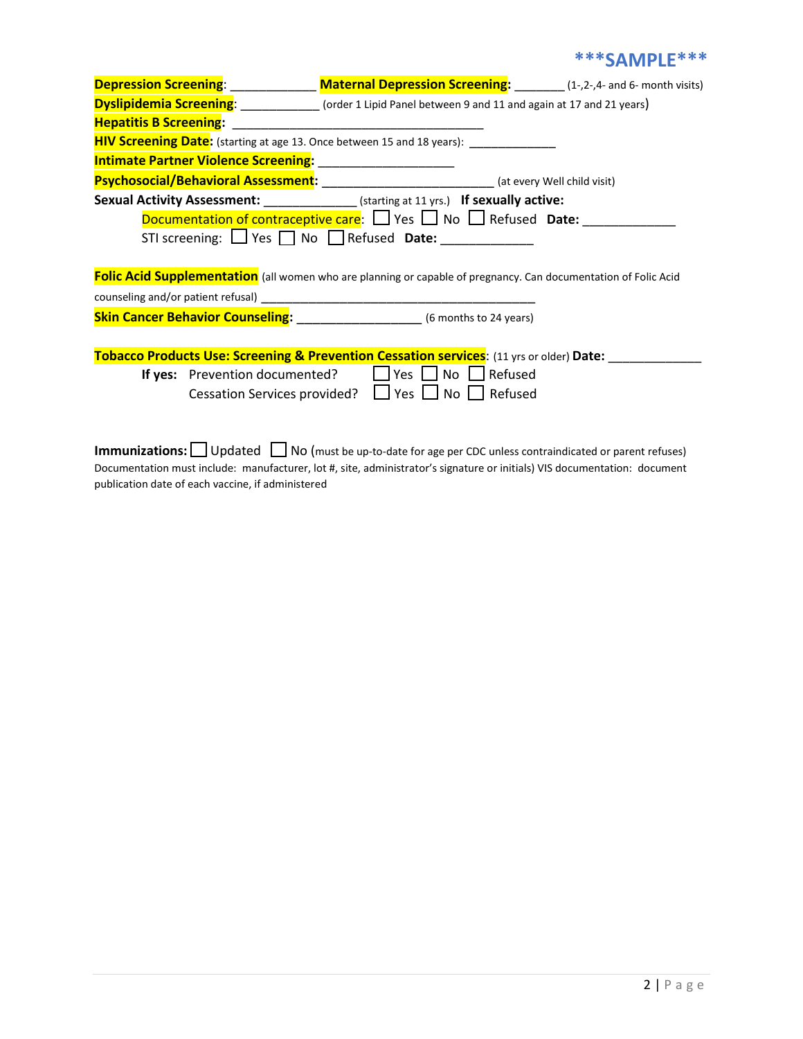***SAMPLE***

**Depression Screening**: ____________ **Maternal Depression Screening**: _______ (1-,2-,4- and 6- month visits)

**Dyslipidemia Screening**: ___________ (order 1 Lipid Panel between 9 and 11 and again at 17 and 21 years)

**Hepatitis B Screening**: ____________________________________

**HIV Screening Date**: (starting at age 13. Once between 15 and 18 years): _____________

**Intimate Partner Violence Screening**: ___________________

**Psychosocial/Behavioral Assessment**: ________________________ (at every Well child visit)

**Sexual Activity Assessment:** _____________ (starting at 11 yrs.) **If sexually active:**

- Documentation of contraceptive care: ☐ Yes ☐ No ☐ Refused **Date:** _____________
- STI screening: ☐ Yes ☐ No ☐ Refused **Date:** _____________

**Folic Acid Supplementation** (all women who are planning or capable of pregnancy. Can documentation of Folic Acid counseling and/or patient refusal) ________________________________________

**Skin Cancer Behavior Counseling**: _________________ (6 months to 24 years)

**Tobacco Products Use: Screening & Prevention Cessation services**: (11 yrs or older) **Date:** _____________

**If yes:** Prevention documented? ☐ Yes ☐ No ☐ Refused

Cessation Services provided? ☐ Yes ☐ No ☐ Refused

**Immunizations:** ☐ Updated ☐ No (must be up-to-date for age per CDC unless contraindicated or parent refuses)
Documentation must include: manufacturer, lot #, site, administrator's signature or initials) VIS documentation: document publication date of each vaccine, if administered